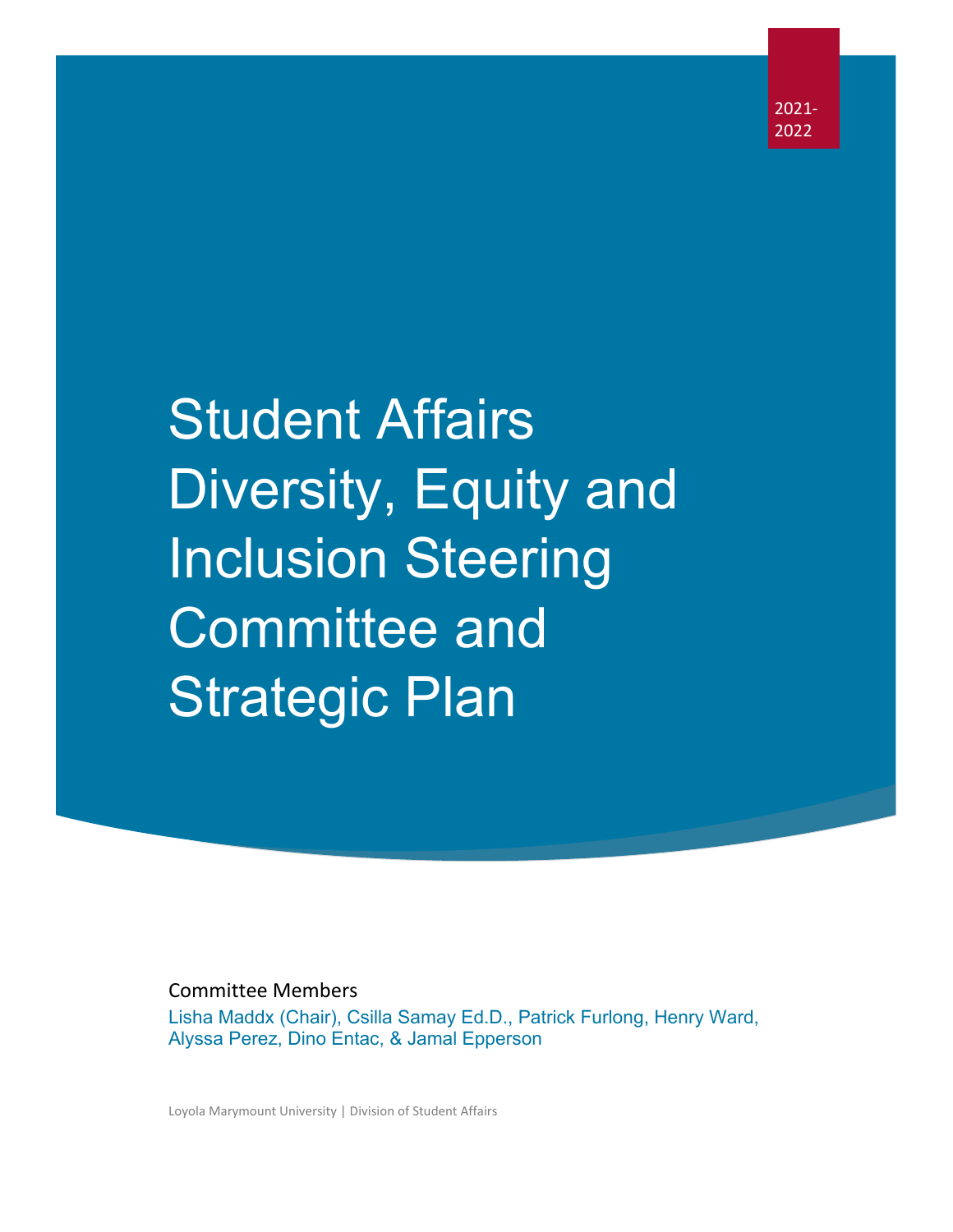2021-2022

# Student Affairs Diversity, Equity and Inclusion Steering Committee and Strategic Plan

Committee Members

Lisha Maddx (Chair), Csilla Samay Ed.D., Patrick Furlong, Henry Ward, Alyssa Perez, Dino Entac, & Jamal Epperson

Loyola Marymount University | Division of Student Affairs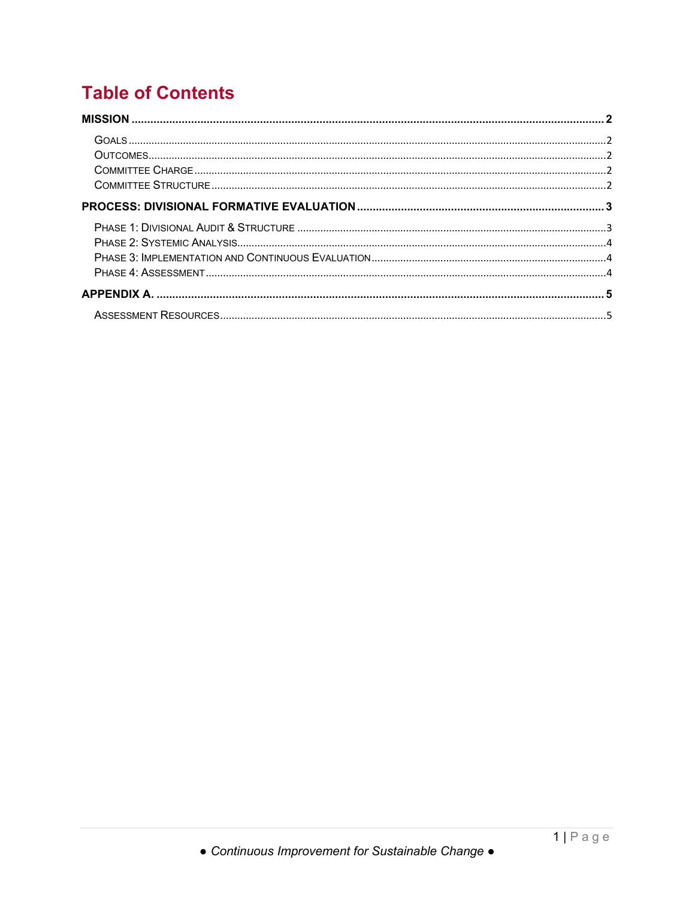# Table of Contents

**MISSION** ........ **2**

- Goals ........ 2
- Outcomes ........ 2
- Committee Charge ........ 2
- Committee Structure ........ 2

**PROCESS: DIVISIONAL FORMATIVE EVALUATION** ........ **3**

- Phase 1: Divisional Audit & Structure ........ 3
- Phase 2: Systemic Analysis ........ 4
- Phase 3: Implementation and Continuous Evaluation ........ 4
- Phase 4: Assessment ........ 4

**APPENDIX A.** ........ **5**

- Assessment Resources ........ 5

● *Continuous Improvement for Sustainable Change* ●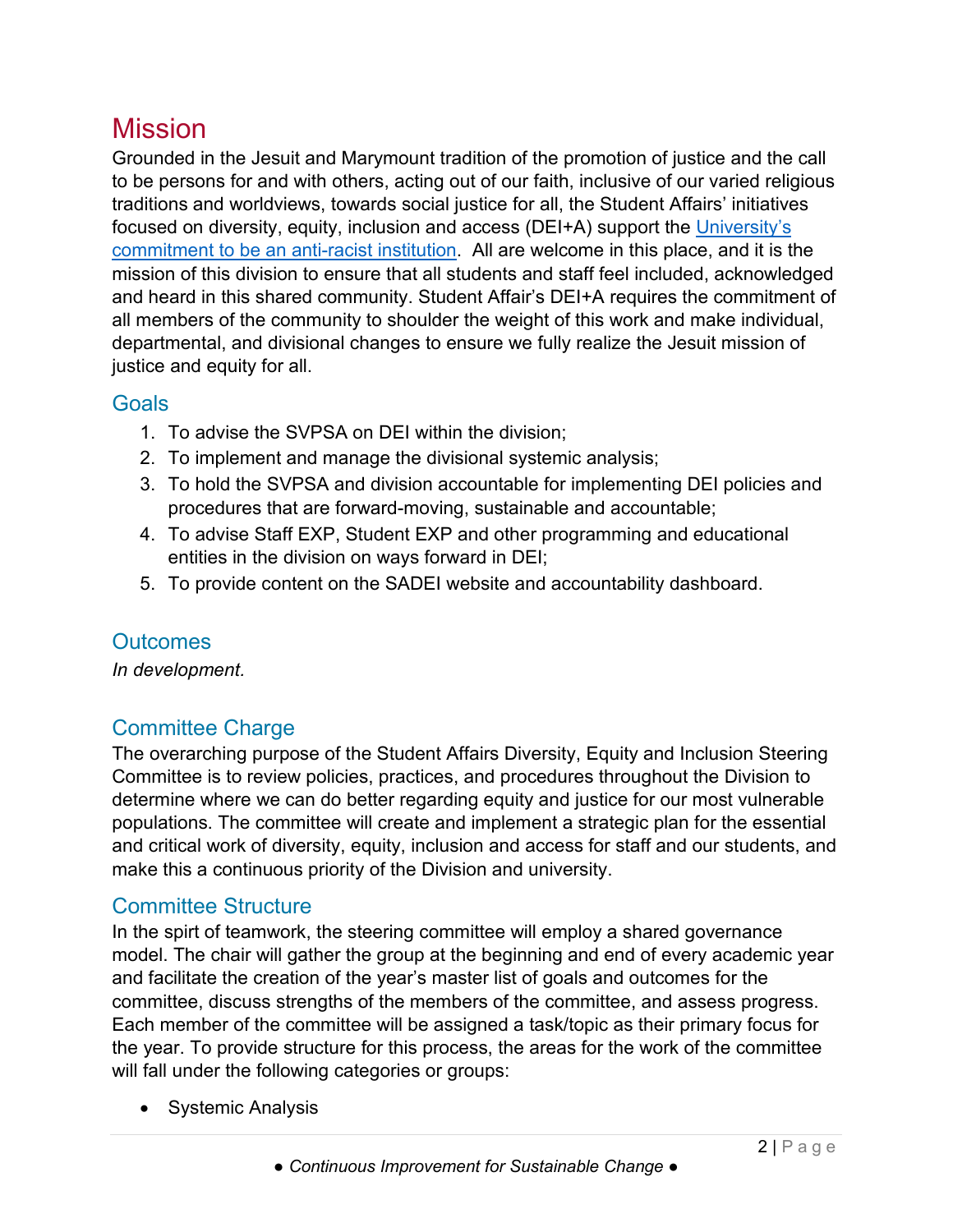# Mission

Grounded in the Jesuit and Marymount tradition of the promotion of justice and the call to be persons for and with others, acting out of our faith, inclusive of our varied religious traditions and worldviews, towards social justice for all, the Student Affairs' initiatives focused on diversity, equity, inclusion and access (DEI+A) support the [University's commitment to be an anti-racist institution](). All are welcome in this place, and it is the mission of this division to ensure that all students and staff feel included, acknowledged and heard in this shared community. Student Affair's DEI+A requires the commitment of all members of the community to shoulder the weight of this work and make individual, departmental, and divisional changes to ensure we fully realize the Jesuit mission of justice and equity for all.

## Goals

1. To advise the SVPSA on DEI within the division;
2. To implement and manage the divisional systemic analysis;
3. To hold the SVPSA and division accountable for implementing DEI policies and procedures that are forward-moving, sustainable and accountable;
4. To advise Staff EXP, Student EXP and other programming and educational entities in the division on ways forward in DEI;
5. To provide content on the SADEI website and accountability dashboard.

## Outcomes

*In development.*

## Committee Charge

The overarching purpose of the Student Affairs Diversity, Equity and Inclusion Steering Committee is to review policies, practices, and procedures throughout the Division to determine where we can do better regarding equity and justice for our most vulnerable populations. The committee will create and implement a strategic plan for the essential and critical work of diversity, equity, inclusion and access for staff and our students, and make this a continuous priority of the Division and university.

## Committee Structure

In the spirit of teamwork, the steering committee will employ a shared governance model. The chair will gather the group at the beginning and end of every academic year and facilitate the creation of the year's master list of goals and outcomes for the committee, discuss strengths of the members of the committee, and assess progress. Each member of the committee will be assigned a task/topic as their primary focus for the year. To provide structure for this process, the areas for the work of the committee will fall under the following categories or groups:

- Systemic Analysis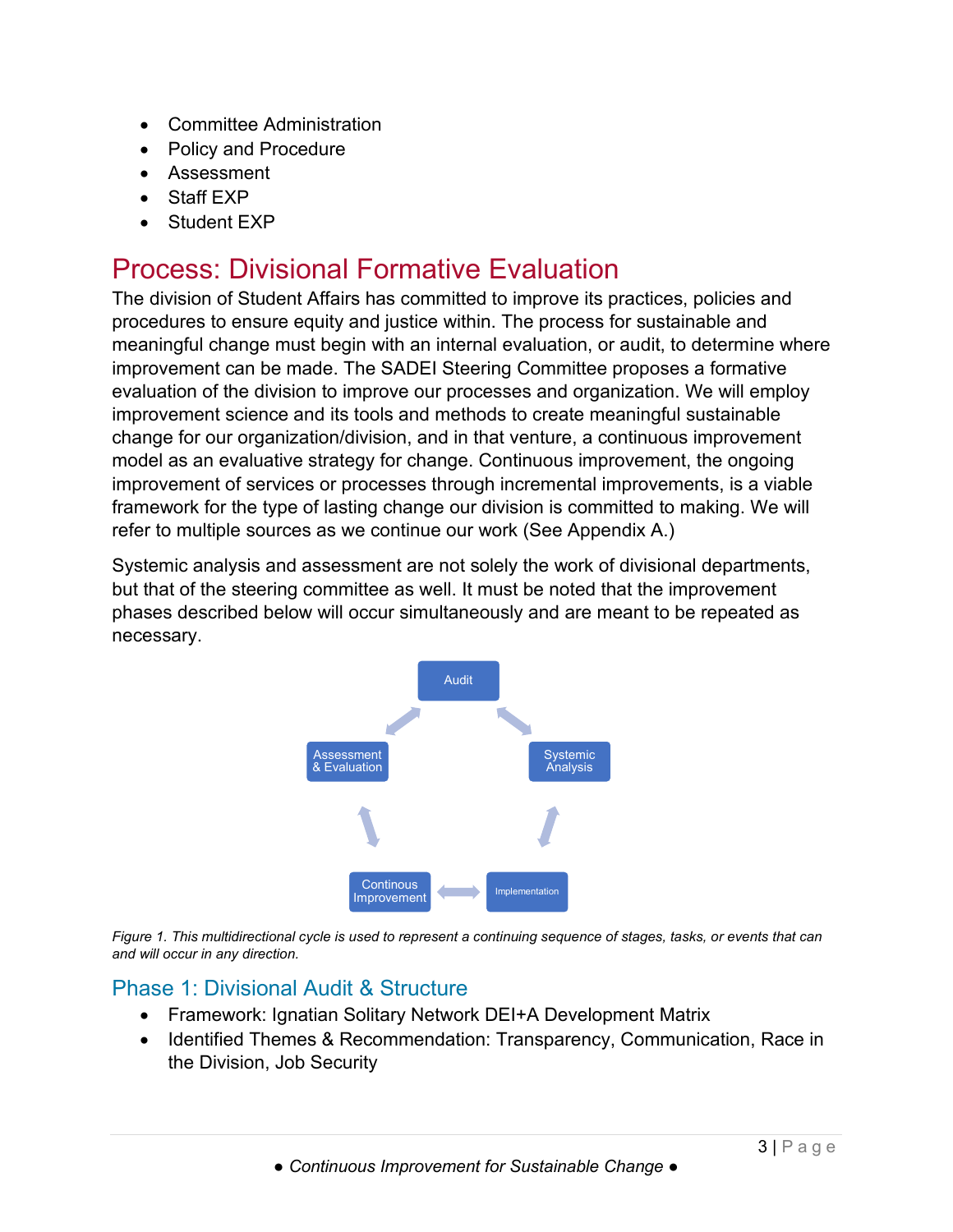- Committee Administration
- Policy and Procedure
- Assessment
- Staff EXP
- Student EXP

# Process: Divisional Formative Evaluation

The division of Student Affairs has committed to improve its practices, policies and procedures to ensure equity and justice within. The process for sustainable and meaningful change must begin with an internal evaluation, or audit, to determine where improvement can be made. The SADEI Steering Committee proposes a formative evaluation of the division to improve our processes and organization. We will employ improvement science and its tools and methods to create meaningful sustainable change for our organization/division, and in that venture, a continuous improvement model as an evaluative strategy for change. Continuous improvement, the ongoing improvement of services or processes through incremental improvements, is a viable framework for the type of lasting change our division is committed to making. We will refer to multiple sources as we continue our work (See Appendix A.)

Systemic analysis and assessment are not solely the work of divisional departments, but that of the steering committee as well. It must be noted that the improvement phases described below will occur simultaneously and are meant to be repeated as necessary.

Audit

Systemic Analysis

Implementation

Continous Improvement

Assessment & Evaluation

*Figure 1. This multidirectional cycle is used to represent a continuing sequence of stages, tasks, or events that can and will occur in any direction.*

## Phase 1: Divisional Audit & Structure

- Framework: Ignatian Solitary Network DEI+A Development Matrix
- Identified Themes & Recommendation: Transparency, Communication, Race in the Division, Job Security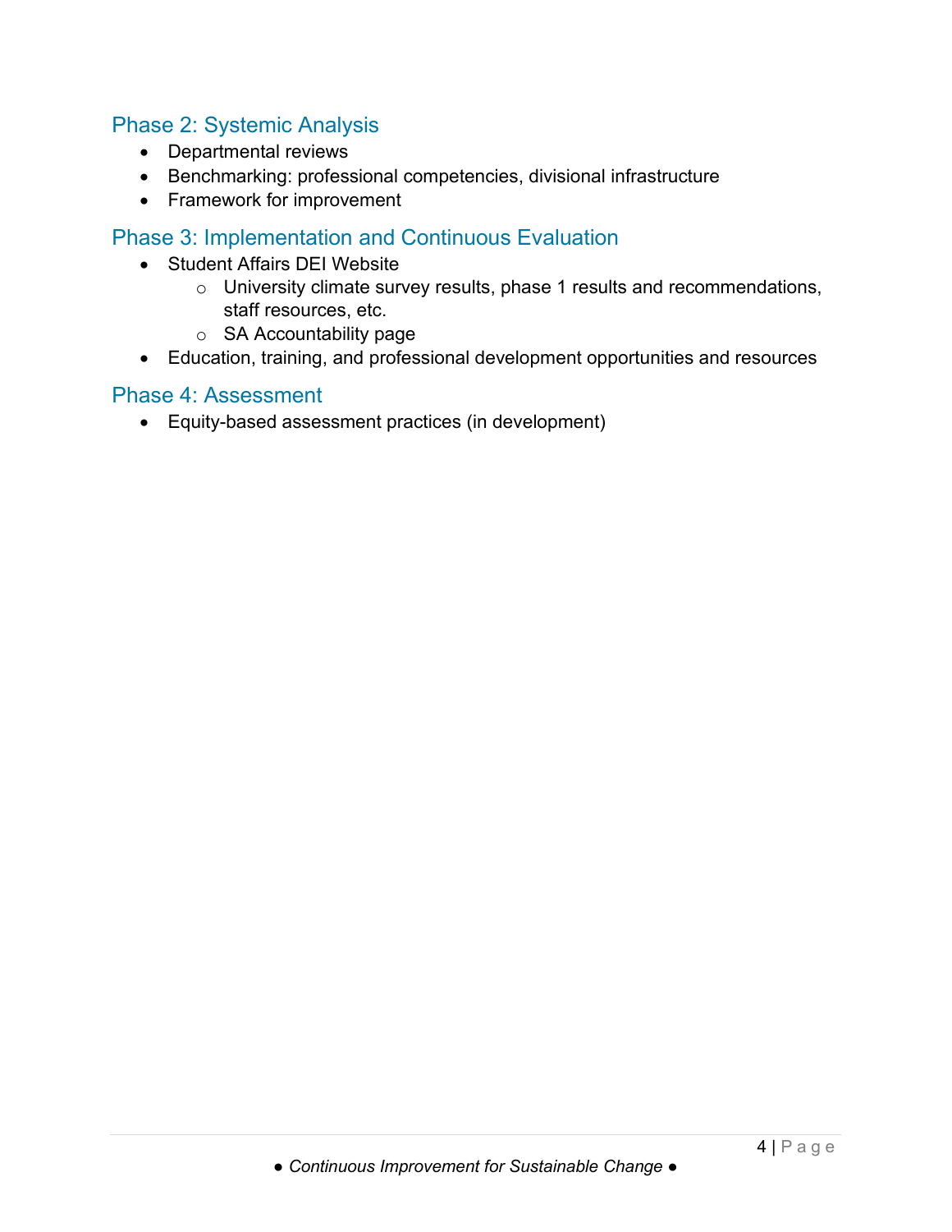## Phase 2: Systemic Analysis

- Departmental reviews
- Benchmarking: professional competencies, divisional infrastructure
- Framework for improvement

## Phase 3: Implementation and Continuous Evaluation

- Student Affairs DEI Website
  - University climate survey results, phase 1 results and recommendations, staff resources, etc.
  - SA Accountability page
- Education, training, and professional development opportunities and resources

## Phase 4: Assessment

- Equity-based assessment practices (in development)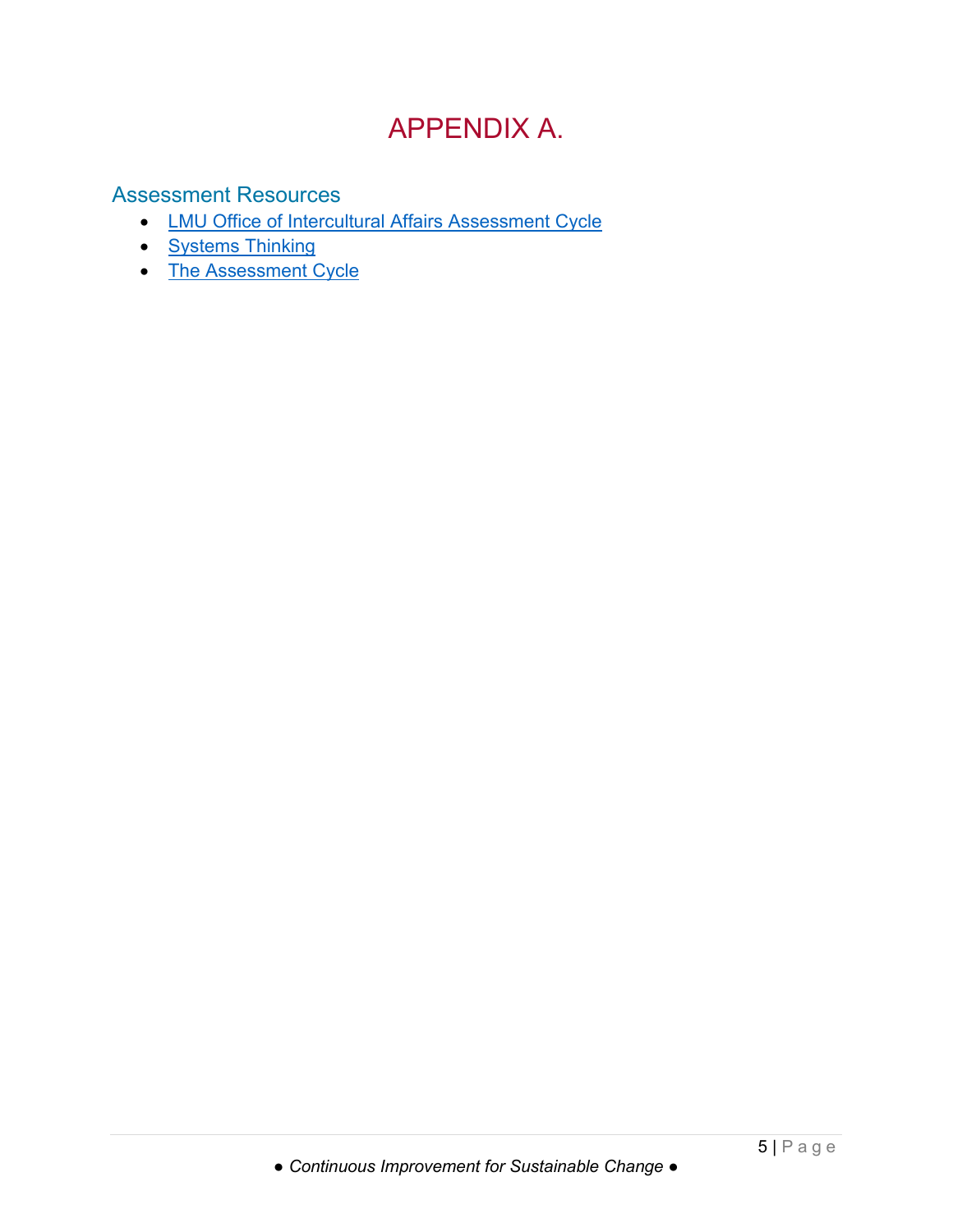# APPENDIX A.

## Assessment Resources

- LMU Office of Intercultural Affairs Assessment Cycle
- Systems Thinking
- The Assessment Cycle